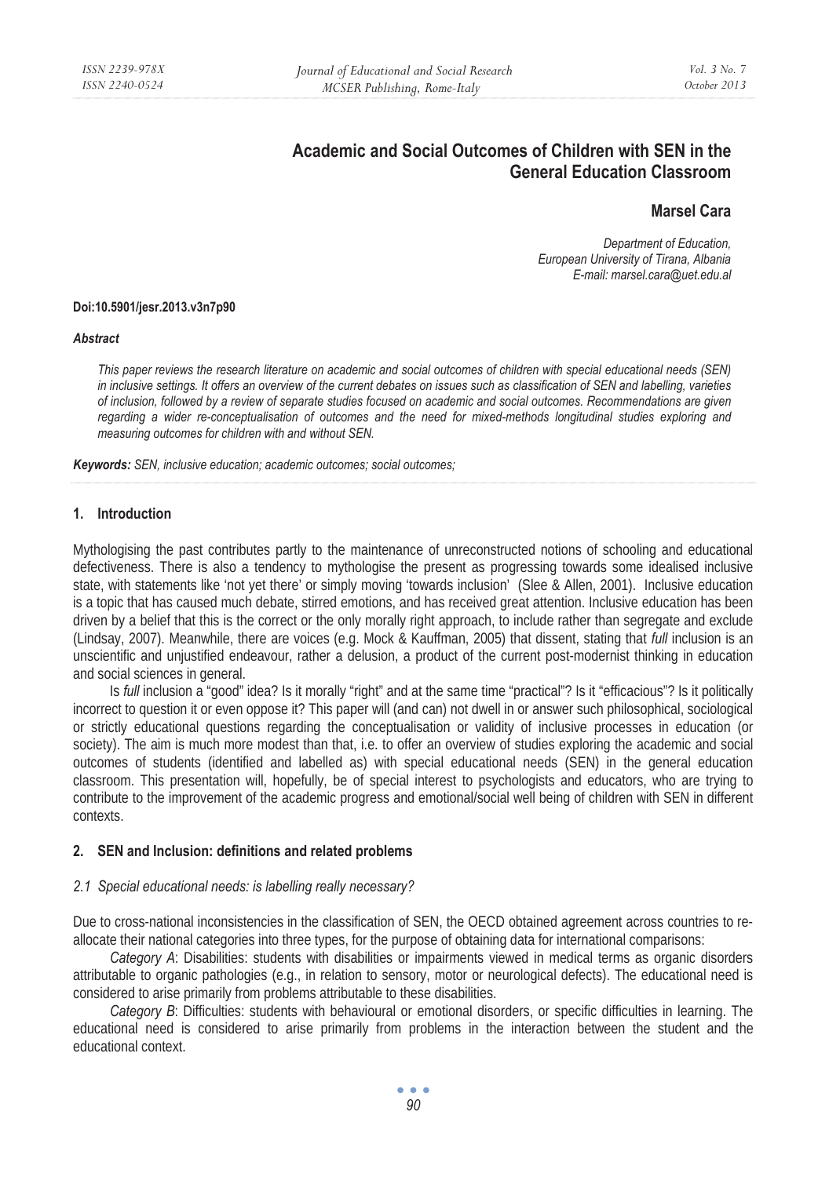# Academic and Social Outcomes of Children with SEN in the General Education Classroom

**Marsel Cara**

*Department of Education,*
*European University of Tirana, Albania*
*E-mail: marsel.cara@uet.edu.al*

**Doi:10.5901/jesr.2013.v3n7p90**

***Abstract***

*This paper reviews the research literature on academic and social outcomes of children with special educational needs (SEN) in inclusive settings. It offers an overview of the current debates on issues such as classification of SEN and labelling, varieties of inclusion, followed by a review of separate studies focused on academic and social outcomes. Recommendations are given regarding a wider re-conceptualisation of outcomes and the need for mixed-methods longitudinal studies exploring and measuring outcomes for children with and without SEN.*

***Keywords:*** *SEN, inclusive education; academic outcomes; social outcomes;*

## 1. Introduction

Mythologising the past contributes partly to the maintenance of unreconstructed notions of schooling and educational defectiveness. There is also a tendency to mythologise the present as progressing towards some idealised inclusive state, with statements like 'not yet there' or simply moving 'towards inclusion' (Slee & Allen, 2001). Inclusive education is a topic that has caused much debate, stirred emotions, and has received great attention. Inclusive education has been driven by a belief that this is the correct or the only morally right approach, to include rather than segregate and exclude (Lindsay, 2007). Meanwhile, there are voices (e.g. Mock & Kauffman, 2005) that dissent, stating that *full* inclusion is an unscientific and unjustified endeavour, rather a delusion, a product of the current post-modernist thinking in education and social sciences in general.

Is *full* inclusion a "good" idea? Is it morally "right" and at the same time "practical"? Is it "efficacious"? Is it politically incorrect to question it or even oppose it? This paper will (and can) not dwell in or answer such philosophical, sociological or strictly educational questions regarding the conceptualisation or validity of inclusive processes in education (or society). The aim is much more modest than that, i.e. to offer an overview of studies exploring the academic and social outcomes of students (identified and labelled as) with special educational needs (SEN) in the general education classroom. This presentation will, hopefully, be of special interest to psychologists and educators, who are trying to contribute to the improvement of the academic progress and emotional/social well being of children with SEN in different contexts.

## 2. SEN and Inclusion: definitions and related problems

### *2.1 Special educational needs: is labelling really necessary?*

Due to cross-national inconsistencies in the classification of SEN, the OECD obtained agreement across countries to re-allocate their national categories into three types, for the purpose of obtaining data for international comparisons:

*Category A*: Disabilities: students with disabilities or impairments viewed in medical terms as organic disorders attributable to organic pathologies (e.g., in relation to sensory, motor or neurological defects). The educational need is considered to arise primarily from problems attributable to these disabilities.

*Category B*: Difficulties: students with behavioural or emotional disorders, or specific difficulties in learning. The educational need is considered to arise primarily from problems in the interaction between the student and the educational context.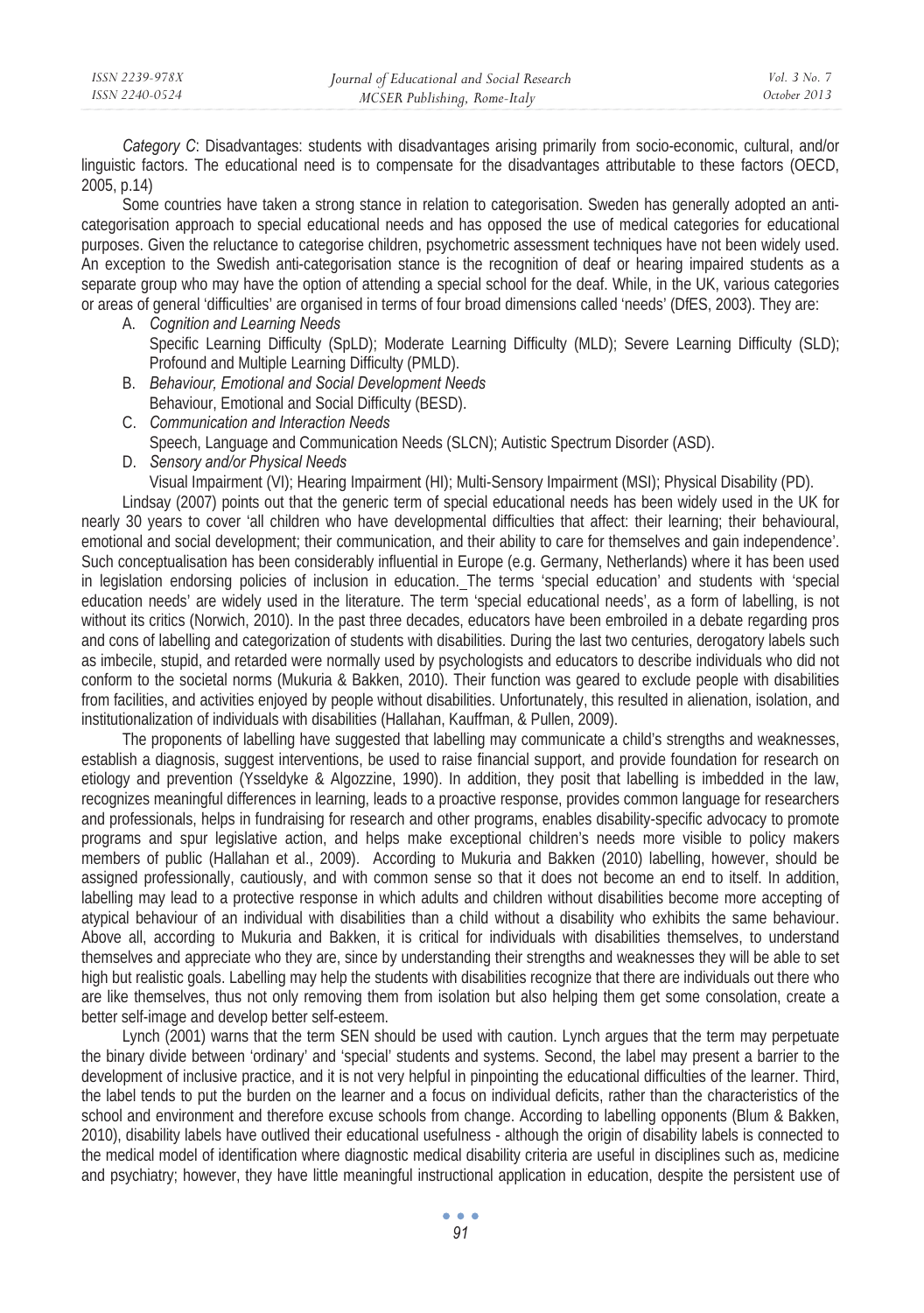*Category C*: Disadvantages: students with disadvantages arising primarily from socio-economic, cultural, and/or linguistic factors. The educational need is to compensate for the disadvantages attributable to these factors (OECD, 2005, p.14)

Some countries have taken a strong stance in relation to categorisation. Sweden has generally adopted an anti-categorisation approach to special educational needs and has opposed the use of medical categories for educational purposes. Given the reluctance to categorise children, psychometric assessment techniques have not been widely used. An exception to the Swedish anti-categorisation stance is the recognition of deaf or hearing impaired students as a separate group who may have the option of attending a special school for the deaf. While, in the UK, various categories or areas of general 'difficulties' are organised in terms of four broad dimensions called 'needs' (DfES, 2003). They are:

A. *Cognition and Learning Needs*
   Specific Learning Difficulty (SpLD); Moderate Learning Difficulty (MLD); Severe Learning Difficulty (SLD); Profound and Multiple Learning Difficulty (PMLD).
B. *Behaviour, Emotional and Social Development Needs*
   Behaviour, Emotional and Social Difficulty (BESD).
C. *Communication and Interaction Needs*
   Speech, Language and Communication Needs (SLCN); Autistic Spectrum Disorder (ASD).
D. *Sensory and/or Physical Needs*
   Visual Impairment (VI); Hearing Impairment (HI); Multi-Sensory Impairment (MSI); Physical Disability (PD).

Lindsay (2007) points out that the generic term of special educational needs has been widely used in the UK for nearly 30 years to cover 'all children who have developmental difficulties that affect: their learning; their behavioural, emotional and social development; their communication, and their ability to care for themselves and gain independence'. Such conceptualisation has been considerably influential in Europe (e.g. Germany, Netherlands) where it has been used in legislation endorsing policies of inclusion in education. The terms 'special education' and students with 'special education needs' are widely used in the literature. The term 'special educational needs', as a form of labelling, is not without its critics (Norwich, 2010). In the past three decades, educators have been embroiled in a debate regarding pros and cons of labelling and categorization of students with disabilities. During the last two centuries, derogatory labels such as imbecile, stupid, and retarded were normally used by psychologists and educators to describe individuals who did not conform to the societal norms (Mukuria & Bakken, 2010). Their function was geared to exclude people with disabilities from facilities, and activities enjoyed by people without disabilities. Unfortunately, this resulted in alienation, isolation, and institutionalization of individuals with disabilities (Hallahan, Kauffman, & Pullen, 2009).

The proponents of labelling have suggested that labelling may communicate a child's strengths and weaknesses, establish a diagnosis, suggest interventions, be used to raise financial support, and provide foundation for research on etiology and prevention (Ysseldyke & Algozzine, 1990). In addition, they posit that labelling is imbedded in the law, recognizes meaningful differences in learning, leads to a proactive response, provides common language for researchers and professionals, helps in fundraising for research and other programs, enables disability-specific advocacy to promote programs and spur legislative action, and helps make exceptional children's needs more visible to policy makers members of public (Hallahan et al., 2009). According to Mukuria and Bakken (2010) labelling, however, should be assigned professionally, cautiously, and with common sense so that it does not become an end to itself. In addition, labelling may lead to a protective response in which adults and children without disabilities become more accepting of atypical behaviour of an individual with disabilities than a child without a disability who exhibits the same behaviour. Above all, according to Mukuria and Bakken, it is critical for individuals with disabilities themselves, to understand themselves and appreciate who they are, since by understanding their strengths and weaknesses they will be able to set high but realistic goals. Labelling may help the students with disabilities recognize that there are individuals out there who are like themselves, thus not only removing them from isolation but also helping them get some consolation, create a better self-image and develop better self-esteem.

Lynch (2001) warns that the term SEN should be used with caution. Lynch argues that the term may perpetuate the binary divide between 'ordinary' and 'special' students and systems. Second, the label may present a barrier to the development of inclusive practice, and it is not very helpful in pinpointing the educational difficulties of the learner. Third, the label tends to put the burden on the learner and a focus on individual deficits, rather than the characteristics of the school and environment and therefore excuse schools from change. According to labelling opponents (Blum & Bakken, 2010), disability labels have outlived their educational usefulness - although the origin of disability labels is connected to the medical model of identification where diagnostic medical disability criteria are useful in disciplines such as, medicine and psychiatry; however, they have little meaningful instructional application in education, despite the persistent use of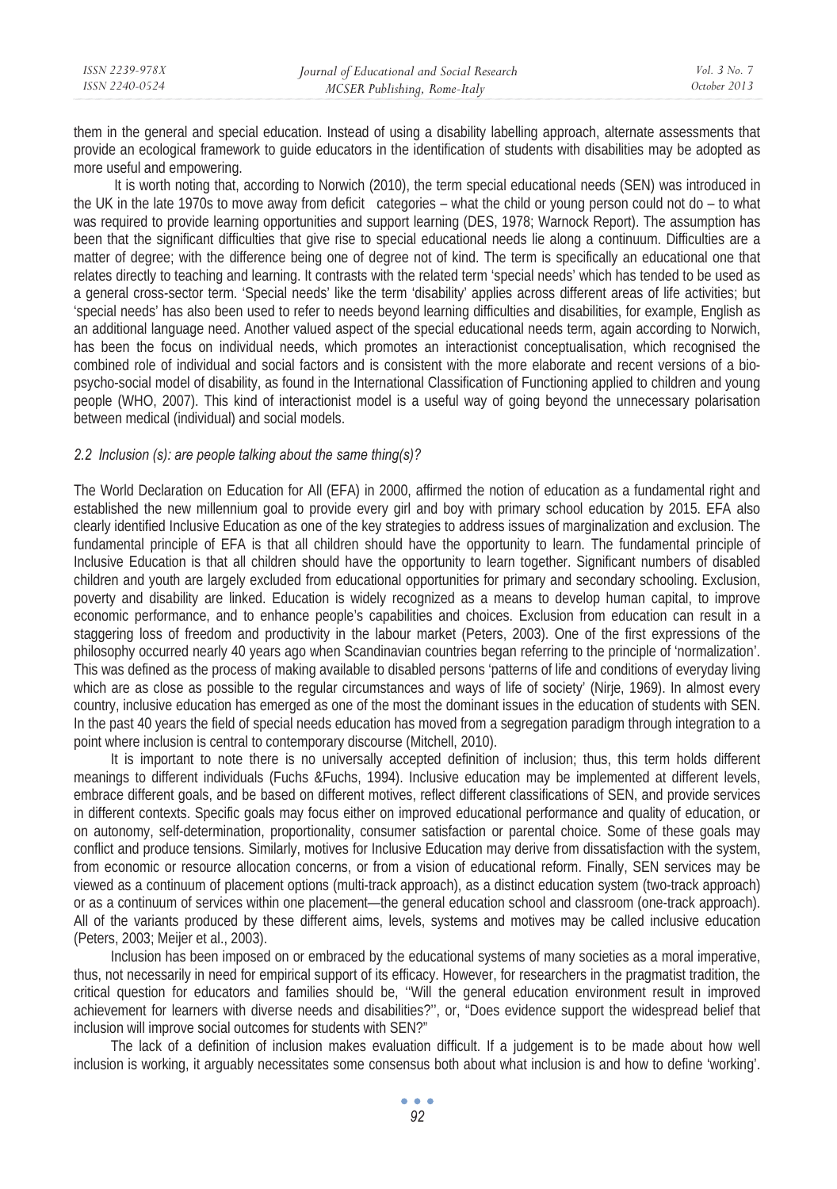them in the general and special education. Instead of using a disability labelling approach, alternate assessments that provide an ecological framework to guide educators in the identification of students with disabilities may be adopted as more useful and empowering.

It is worth noting that, according to Norwich (2010), the term special educational needs (SEN) was introduced in the UK in the late 1970s to move away from deficit categories – what the child or young person could not do – to what was required to provide learning opportunities and support learning (DES, 1978; Warnock Report). The assumption has been that the significant difficulties that give rise to special educational needs lie along a continuum. Difficulties are a matter of degree; with the difference being one of degree not of kind. The term is specifically an educational one that relates directly to teaching and learning. It contrasts with the related term 'special needs' which has tended to be used as a general cross-sector term. 'Special needs' like the term 'disability' applies across different areas of life activities; but 'special needs' has also been used to refer to needs beyond learning difficulties and disabilities, for example, English as an additional language need. Another valued aspect of the special educational needs term, again according to Norwich, has been the focus on individual needs, which promotes an interactionist conceptualisation, which recognised the combined role of individual and social factors and is consistent with the more elaborate and recent versions of a bio-psycho-social model of disability, as found in the International Classification of Functioning applied to children and young people (WHO, 2007). This kind of interactionist model is a useful way of going beyond the unnecessary polarisation between medical (individual) and social models.

### *2.2 Inclusion (s): are people talking about the same thing(s)?*

The World Declaration on Education for All (EFA) in 2000, affirmed the notion of education as a fundamental right and established the new millennium goal to provide every girl and boy with primary school education by 2015. EFA also clearly identified Inclusive Education as one of the key strategies to address issues of marginalization and exclusion. The fundamental principle of EFA is that all children should have the opportunity to learn. The fundamental principle of Inclusive Education is that all children should have the opportunity to learn together. Significant numbers of disabled children and youth are largely excluded from educational opportunities for primary and secondary schooling. Exclusion, poverty and disability are linked. Education is widely recognized as a means to develop human capital, to improve economic performance, and to enhance people's capabilities and choices. Exclusion from education can result in a staggering loss of freedom and productivity in the labour market (Peters, 2003). One of the first expressions of the philosophy occurred nearly 40 years ago when Scandinavian countries began referring to the principle of 'normalization'. This was defined as the process of making available to disabled persons 'patterns of life and conditions of everyday living which are as close as possible to the regular circumstances and ways of life of society' (Nirje, 1969). In almost every country, inclusive education has emerged as one of the most the dominant issues in the education of students with SEN. In the past 40 years the field of special needs education has moved from a segregation paradigm through integration to a point where inclusion is central to contemporary discourse (Mitchell, 2010).

It is important to note there is no universally accepted definition of inclusion; thus, this term holds different meanings to different individuals (Fuchs &Fuchs, 1994). Inclusive education may be implemented at different levels, embrace different goals, and be based on different motives, reflect different classifications of SEN, and provide services in different contexts. Specific goals may focus either on improved educational performance and quality of education, or on autonomy, self-determination, proportionality, consumer satisfaction or parental choice. Some of these goals may conflict and produce tensions. Similarly, motives for Inclusive Education may derive from dissatisfaction with the system, from economic or resource allocation concerns, or from a vision of educational reform. Finally, SEN services may be viewed as a continuum of placement options (multi-track approach), as a distinct education system (two-track approach) or as a continuum of services within one placement—the general education school and classroom (one-track approach). All of the variants produced by these different aims, levels, systems and motives may be called inclusive education (Peters, 2003; Meijer et al., 2003).

Inclusion has been imposed on or embraced by the educational systems of many societies as a moral imperative, thus, not necessarily in need for empirical support of its efficacy. However, for researchers in the pragmatist tradition, the critical question for educators and families should be, ''Will the general education environment result in improved achievement for learners with diverse needs and disabilities?'', or, "Does evidence support the widespread belief that inclusion will improve social outcomes for students with SEN?"

The lack of a definition of inclusion makes evaluation difficult. If a judgement is to be made about how well inclusion is working, it arguably necessitates some consensus both about what inclusion is and how to define 'working'.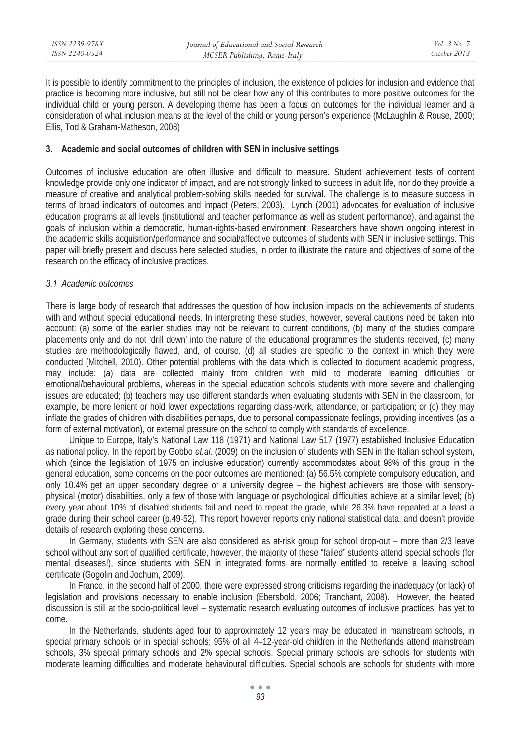It is possible to identify commitment to the principles of inclusion, the existence of policies for inclusion and evidence that practice is becoming more inclusive, but still not be clear how any of this contributes to more positive outcomes for the individual child or young person. A developing theme has been a focus on outcomes for the individual learner and a consideration of what inclusion means at the level of the child or young person's experience (McLaughlin & Rouse, 2000; Ellis, Tod & Graham-Matheson, 2008)

## 3. Academic and social outcomes of children with SEN in inclusive settings

Outcomes of inclusive education are often illusive and difficult to measure. Student achievement tests of content knowledge provide only one indicator of impact, and are not strongly linked to success in adult life, nor do they provide a measure of creative and analytical problem-solving skills needed for survival. The challenge is to measure success in terms of broad indicators of outcomes and impact (Peters, 2003). Lynch (2001) advocates for evaluation of inclusive education programs at all levels (institutional and teacher performance as well as student performance), and against the goals of inclusion within a democratic, human-rights-based environment. Researchers have shown ongoing interest in the academic skills acquisition/performance and social/affective outcomes of students with SEN in inclusive settings. This paper will briefly present and discuss here selected studies, in order to illustrate the nature and objectives of some of the research on the efficacy of inclusive practices.

### *3.1 Academic outcomes*

There is large body of research that addresses the question of how inclusion impacts on the achievements of students with and without special educational needs. In interpreting these studies, however, several cautions need be taken into account: (a) some of the earlier studies may not be relevant to current conditions, (b) many of the studies compare placements only and do not 'drill down' into the nature of the educational programmes the students received, (c) many studies are methodologically flawed, and, of course, (d) all studies are specific to the context in which they were conducted (Mitchell, 2010). Other potential problems with the data which is collected to document academic progress, may include: (a) data are collected mainly from children with mild to moderate learning difficulties or emotional/behavioural problems, whereas in the special education schools students with more severe and challenging issues are educated; (b) teachers may use different standards when evaluating students with SEN in the classroom, for example, be more lenient or hold lower expectations regarding class-work, attendance, or participation; or (c) they may inflate the grades of children with disabilities perhaps, due to personal compassionate feelings, providing incentives (as a form of external motivation), or external pressure on the school to comply with standards of excellence.

Unique to Europe, Italy's National Law 118 (1971) and National Law 517 (1977) established Inclusive Education as national policy. In the report by Gobbo *et.al.* (2009) on the inclusion of students with SEN in the Italian school system, which (since the legislation of 1975 on inclusive education) currently accommodates about 98% of this group in the general education, some concerns on the poor outcomes are mentioned: (a) 56.5% complete compulsory education, and only 10.4% get an upper secondary degree or a university degree – the highest achievers are those with sensory-physical (motor) disabilities, only a few of those with language or psychological difficulties achieve at a similar level; (b) every year about 10% of disabled students fail and need to repeat the grade, while 26.3% have repeated at a least a grade during their school career (p.49-52). This report however reports only national statistical data, and doesn't provide details of research exploring these concerns.

In Germany, students with SEN are also considered as at-risk group for school drop-out – more than 2/3 leave school without any sort of qualified certificate, however, the majority of these "failed" students attend special schools (for mental diseases!), since students with SEN in integrated forms are normally entitled to receive a leaving school certificate (Gogolin and Jochum, 2009).

In France, in the second half of 2000, there were expressed strong criticisms regarding the inadequacy (or lack) of legislation and provisions necessary to enable inclusion (Ebersbold, 2006; Tranchant, 2008). However, the heated discussion is still at the socio-political level – systematic research evaluating outcomes of inclusive practices, has yet to come.

In the Netherlands, students aged four to approximately 12 years may be educated in mainstream schools, in special primary schools or in special schools; 95% of all 4–12-year-old children in the Netherlands attend mainstream schools, 3% special primary schools and 2% special schools. Special primary schools are schools for students with moderate learning difficulties and moderate behavioural difficulties. Special schools are schools for students with more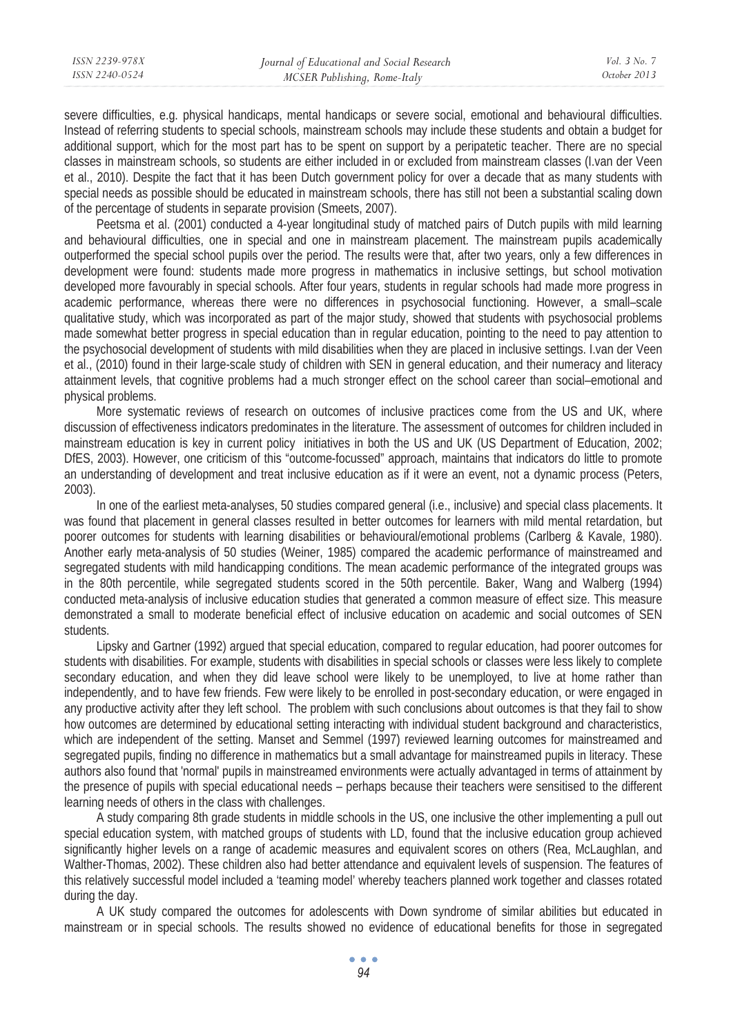severe difficulties, e.g. physical handicaps, mental handicaps or severe social, emotional and behavioural difficulties. Instead of referring students to special schools, mainstream schools may include these students and obtain a budget for additional support, which for the most part has to be spent on support by a peripatetic teacher. There are no special classes in mainstream schools, so students are either included in or excluded from mainstream classes (I.van der Veen et al., 2010). Despite the fact that it has been Dutch government policy for over a decade that as many students with special needs as possible should be educated in mainstream schools, there has still not been a substantial scaling down of the percentage of students in separate provision (Smeets, 2007).

Peetsma et al. (2001) conducted a 4-year longitudinal study of matched pairs of Dutch pupils with mild learning and behavioural difficulties, one in special and one in mainstream placement. The mainstream pupils academically outperformed the special school pupils over the period. The results were that, after two years, only a few differences in development were found: students made more progress in mathematics in inclusive settings, but school motivation developed more favourably in special schools. After four years, students in regular schools had made more progress in academic performance, whereas there were no differences in psychosocial functioning. However, a small–scale qualitative study, which was incorporated as part of the major study, showed that students with psychosocial problems made somewhat better progress in special education than in regular education, pointing to the need to pay attention to the psychosocial development of students with mild disabilities when they are placed in inclusive settings. I.van der Veen et al., (2010) found in their large-scale study of children with SEN in general education, and their numeracy and literacy attainment levels, that cognitive problems had a much stronger effect on the school career than social–emotional and physical problems.

More systematic reviews of research on outcomes of inclusive practices come from the US and UK, where discussion of effectiveness indicators predominates in the literature. The assessment of outcomes for children included in mainstream education is key in current policy initiatives in both the US and UK (US Department of Education, 2002; DfES, 2003). However, one criticism of this "outcome-focussed" approach, maintains that indicators do little to promote an understanding of development and treat inclusive education as if it were an event, not a dynamic process (Peters, 2003).

In one of the earliest meta-analyses, 50 studies compared general (i.e., inclusive) and special class placements. It was found that placement in general classes resulted in better outcomes for learners with mild mental retardation, but poorer outcomes for students with learning disabilities or behavioural/emotional problems (Carlberg & Kavale, 1980). Another early meta-analysis of 50 studies (Weiner, 1985) compared the academic performance of mainstreamed and segregated students with mild handicapping conditions. The mean academic performance of the integrated groups was in the 80th percentile, while segregated students scored in the 50th percentile. Baker, Wang and Walberg (1994) conducted meta-analysis of inclusive education studies that generated a common measure of effect size. This measure demonstrated a small to moderate beneficial effect of inclusive education on academic and social outcomes of SEN students.

Lipsky and Gartner (1992) argued that special education, compared to regular education, had poorer outcomes for students with disabilities. For example, students with disabilities in special schools or classes were less likely to complete secondary education, and when they did leave school were likely to be unemployed, to live at home rather than independently, and to have few friends. Few were likely to be enrolled in post-secondary education, or were engaged in any productive activity after they left school. The problem with such conclusions about outcomes is that they fail to show how outcomes are determined by educational setting interacting with individual student background and characteristics, which are independent of the setting. Manset and Semmel (1997) reviewed learning outcomes for mainstreamed and segregated pupils, finding no difference in mathematics but a small advantage for mainstreamed pupils in literacy. These authors also found that 'normal' pupils in mainstreamed environments were actually advantaged in terms of attainment by the presence of pupils with special educational needs – perhaps because their teachers were sensitised to the different learning needs of others in the class with challenges.

A study comparing 8th grade students in middle schools in the US, one inclusive the other implementing a pull out special education system, with matched groups of students with LD, found that the inclusive education group achieved significantly higher levels on a range of academic measures and equivalent scores on others (Rea, McLaughlan, and Walther-Thomas, 2002). These children also had better attendance and equivalent levels of suspension. The features of this relatively successful model included a 'teaming model' whereby teachers planned work together and classes rotated during the day.

A UK study compared the outcomes for adolescents with Down syndrome of similar abilities but educated in mainstream or in special schools. The results showed no evidence of educational benefits for those in segregated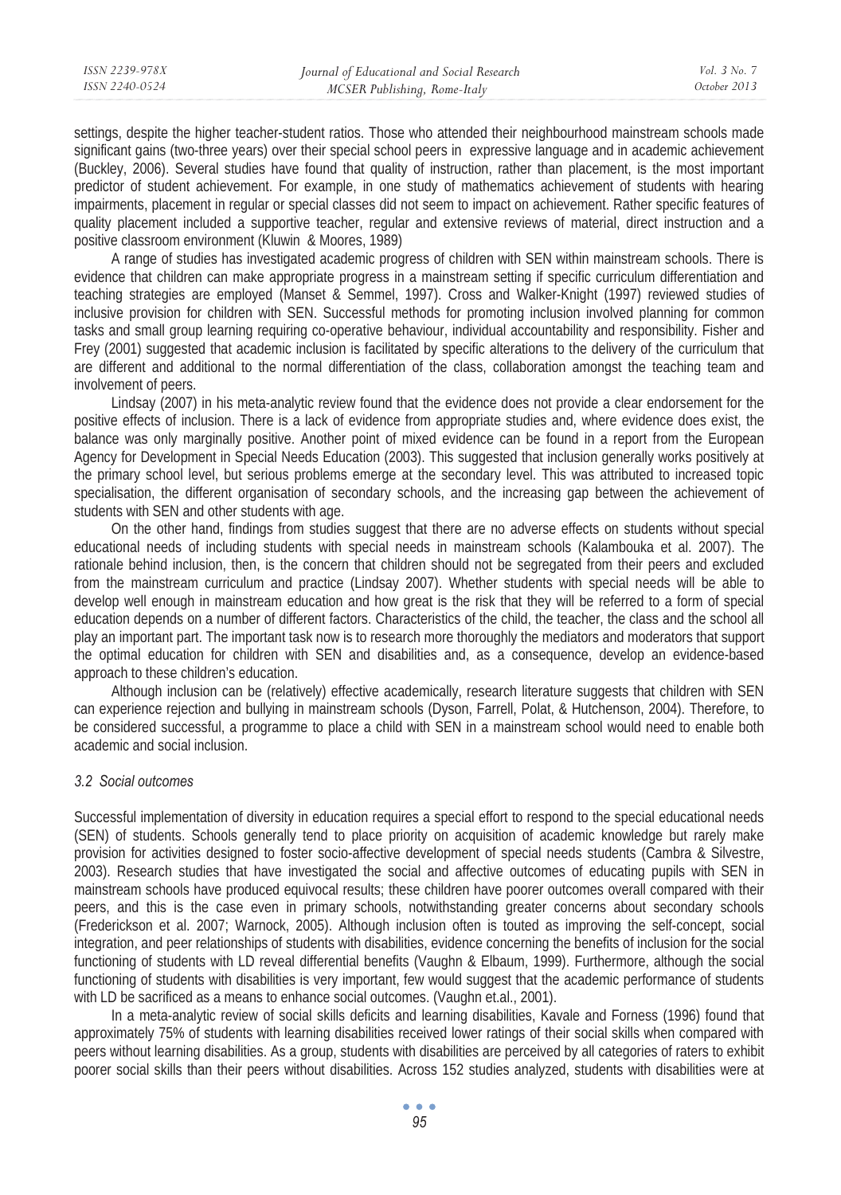settings, despite the higher teacher-student ratios. Those who attended their neighbourhood mainstream schools made significant gains (two-three years) over their special school peers in expressive language and in academic achievement (Buckley, 2006). Several studies have found that quality of instruction, rather than placement, is the most important predictor of student achievement. For example, in one study of mathematics achievement of students with hearing impairments, placement in regular or special classes did not seem to impact on achievement. Rather specific features of quality placement included a supportive teacher, regular and extensive reviews of material, direct instruction and a positive classroom environment (Kluwin & Moores, 1989)

A range of studies has investigated academic progress of children with SEN within mainstream schools. There is evidence that children can make appropriate progress in a mainstream setting if specific curriculum differentiation and teaching strategies are employed (Manset & Semmel, 1997). Cross and Walker-Knight (1997) reviewed studies of inclusive provision for children with SEN. Successful methods for promoting inclusion involved planning for common tasks and small group learning requiring co-operative behaviour, individual accountability and responsibility. Fisher and Frey (2001) suggested that academic inclusion is facilitated by specific alterations to the delivery of the curriculum that are different and additional to the normal differentiation of the class, collaboration amongst the teaching team and involvement of peers.

Lindsay (2007) in his meta-analytic review found that the evidence does not provide a clear endorsement for the positive effects of inclusion. There is a lack of evidence from appropriate studies and, where evidence does exist, the balance was only marginally positive. Another point of mixed evidence can be found in a report from the European Agency for Development in Special Needs Education (2003). This suggested that inclusion generally works positively at the primary school level, but serious problems emerge at the secondary level. This was attributed to increased topic specialisation, the different organisation of secondary schools, and the increasing gap between the achievement of students with SEN and other students with age.

On the other hand, findings from studies suggest that there are no adverse effects on students without special educational needs of including students with special needs in mainstream schools (Kalambouka et al. 2007). The rationale behind inclusion, then, is the concern that children should not be segregated from their peers and excluded from the mainstream curriculum and practice (Lindsay 2007). Whether students with special needs will be able to develop well enough in mainstream education and how great is the risk that they will be referred to a form of special education depends on a number of different factors. Characteristics of the child, the teacher, the class and the school all play an important part. The important task now is to research more thoroughly the mediators and moderators that support the optimal education for children with SEN and disabilities and, as a consequence, develop an evidence-based approach to these children's education.

Although inclusion can be (relatively) effective academically, research literature suggests that children with SEN can experience rejection and bullying in mainstream schools (Dyson, Farrell, Polat, & Hutchenson, 2004). Therefore, to be considered successful, a programme to place a child with SEN in a mainstream school would need to enable both academic and social inclusion.

### *3.2 Social outcomes*

Successful implementation of diversity in education requires a special effort to respond to the special educational needs (SEN) of students. Schools generally tend to place priority on acquisition of academic knowledge but rarely make provision for activities designed to foster socio-affective development of special needs students (Cambra & Silvestre, 2003). Research studies that have investigated the social and affective outcomes of educating pupils with SEN in mainstream schools have produced equivocal results; these children have poorer outcomes overall compared with their peers, and this is the case even in primary schools, notwithstanding greater concerns about secondary schools (Frederickson et al. 2007; Warnock, 2005). Although inclusion often is touted as improving the self-concept, social integration, and peer relationships of students with disabilities, evidence concerning the benefits of inclusion for the social functioning of students with LD reveal differential benefits (Vaughn & Elbaum, 1999). Furthermore, although the social functioning of students with disabilities is very important, few would suggest that the academic performance of students with LD be sacrificed as a means to enhance social outcomes. (Vaughn et.al., 2001).

In a meta-analytic review of social skills deficits and learning disabilities, Kavale and Forness (1996) found that approximately 75% of students with learning disabilities received lower ratings of their social skills when compared with peers without learning disabilities. As a group, students with disabilities are perceived by all categories of raters to exhibit poorer social skills than their peers without disabilities. Across 152 studies analyzed, students with disabilities were at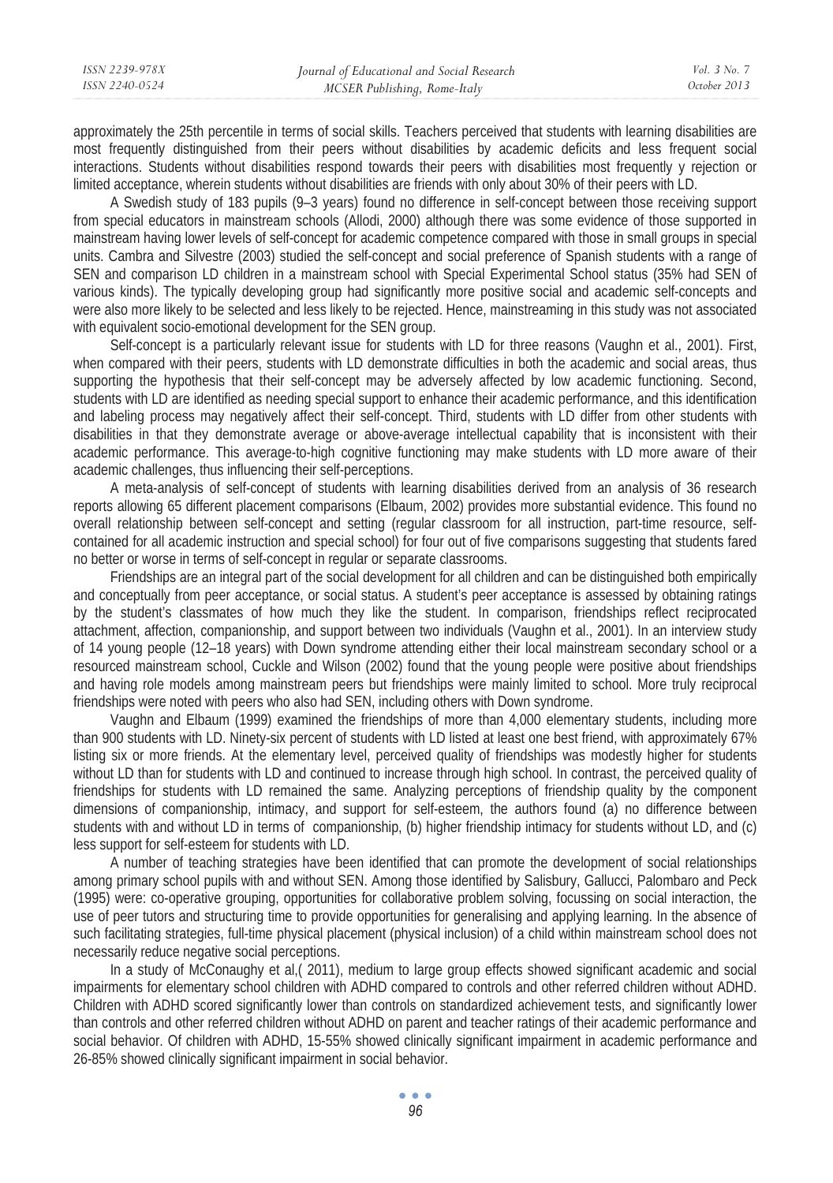approximately the 25th percentile in terms of social skills. Teachers perceived that students with learning disabilities are most frequently distinguished from their peers without disabilities by academic deficits and less frequent social interactions. Students without disabilities respond towards their peers with disabilities most frequently y rejection or limited acceptance, wherein students without disabilities are friends with only about 30% of their peers with LD.

A Swedish study of 183 pupils (9–3 years) found no difference in self-concept between those receiving support from special educators in mainstream schools (Allodi, 2000) although there was some evidence of those supported in mainstream having lower levels of self-concept for academic competence compared with those in small groups in special units. Cambra and Silvestre (2003) studied the self-concept and social preference of Spanish students with a range of SEN and comparison LD children in a mainstream school with Special Experimental School status (35% had SEN of various kinds). The typically developing group had significantly more positive social and academic self-concepts and were also more likely to be selected and less likely to be rejected. Hence, mainstreaming in this study was not associated with equivalent socio-emotional development for the SEN group.

Self-concept is a particularly relevant issue for students with LD for three reasons (Vaughn et al., 2001). First, when compared with their peers, students with LD demonstrate difficulties in both the academic and social areas, thus supporting the hypothesis that their self-concept may be adversely affected by low academic functioning. Second, students with LD are identified as needing special support to enhance their academic performance, and this identification and labeling process may negatively affect their self-concept. Third, students with LD differ from other students with disabilities in that they demonstrate average or above-average intellectual capability that is inconsistent with their academic performance. This average-to-high cognitive functioning may make students with LD more aware of their academic challenges, thus influencing their self-perceptions.

A meta-analysis of self-concept of students with learning disabilities derived from an analysis of 36 research reports allowing 65 different placement comparisons (Elbaum, 2002) provides more substantial evidence. This found no overall relationship between self-concept and setting (regular classroom for all instruction, part-time resource, self-contained for all academic instruction and special school) for four out of five comparisons suggesting that students fared no better or worse in terms of self-concept in regular or separate classrooms.

Friendships are an integral part of the social development for all children and can be distinguished both empirically and conceptually from peer acceptance, or social status. A student's peer acceptance is assessed by obtaining ratings by the student's classmates of how much they like the student. In comparison, friendships reflect reciprocated attachment, affection, companionship, and support between two individuals (Vaughn et al., 2001). In an interview study of 14 young people (12–18 years) with Down syndrome attending either their local mainstream secondary school or a resourced mainstream school, Cuckle and Wilson (2002) found that the young people were positive about friendships and having role models among mainstream peers but friendships were mainly limited to school. More truly reciprocal friendships were noted with peers who also had SEN, including others with Down syndrome.

Vaughn and Elbaum (1999) examined the friendships of more than 4,000 elementary students, including more than 900 students with LD. Ninety-six percent of students with LD listed at least one best friend, with approximately 67% listing six or more friends. At the elementary level, perceived quality of friendships was modestly higher for students without LD than for students with LD and continued to increase through high school. In contrast, the perceived quality of friendships for students with LD remained the same. Analyzing perceptions of friendship quality by the component dimensions of companionship, intimacy, and support for self-esteem, the authors found (a) no difference between students with and without LD in terms of companionship, (b) higher friendship intimacy for students without LD, and (c) less support for self-esteem for students with LD.

A number of teaching strategies have been identified that can promote the development of social relationships among primary school pupils with and without SEN. Among those identified by Salisbury, Gallucci, Palombaro and Peck (1995) were: co-operative grouping, opportunities for collaborative problem solving, focussing on social interaction, the use of peer tutors and structuring time to provide opportunities for generalising and applying learning. In the absence of such facilitating strategies, full-time physical placement (physical inclusion) of a child within mainstream school does not necessarily reduce negative social perceptions.

In a study of McConaughy et al,( 2011), medium to large group effects showed significant academic and social impairments for elementary school children with ADHD compared to controls and other referred children without ADHD. Children with ADHD scored significantly lower than controls on standardized achievement tests, and significantly lower than controls and other referred children without ADHD on parent and teacher ratings of their academic performance and social behavior. Of children with ADHD, 15-55% showed clinically significant impairment in academic performance and 26-85% showed clinically significant impairment in social behavior.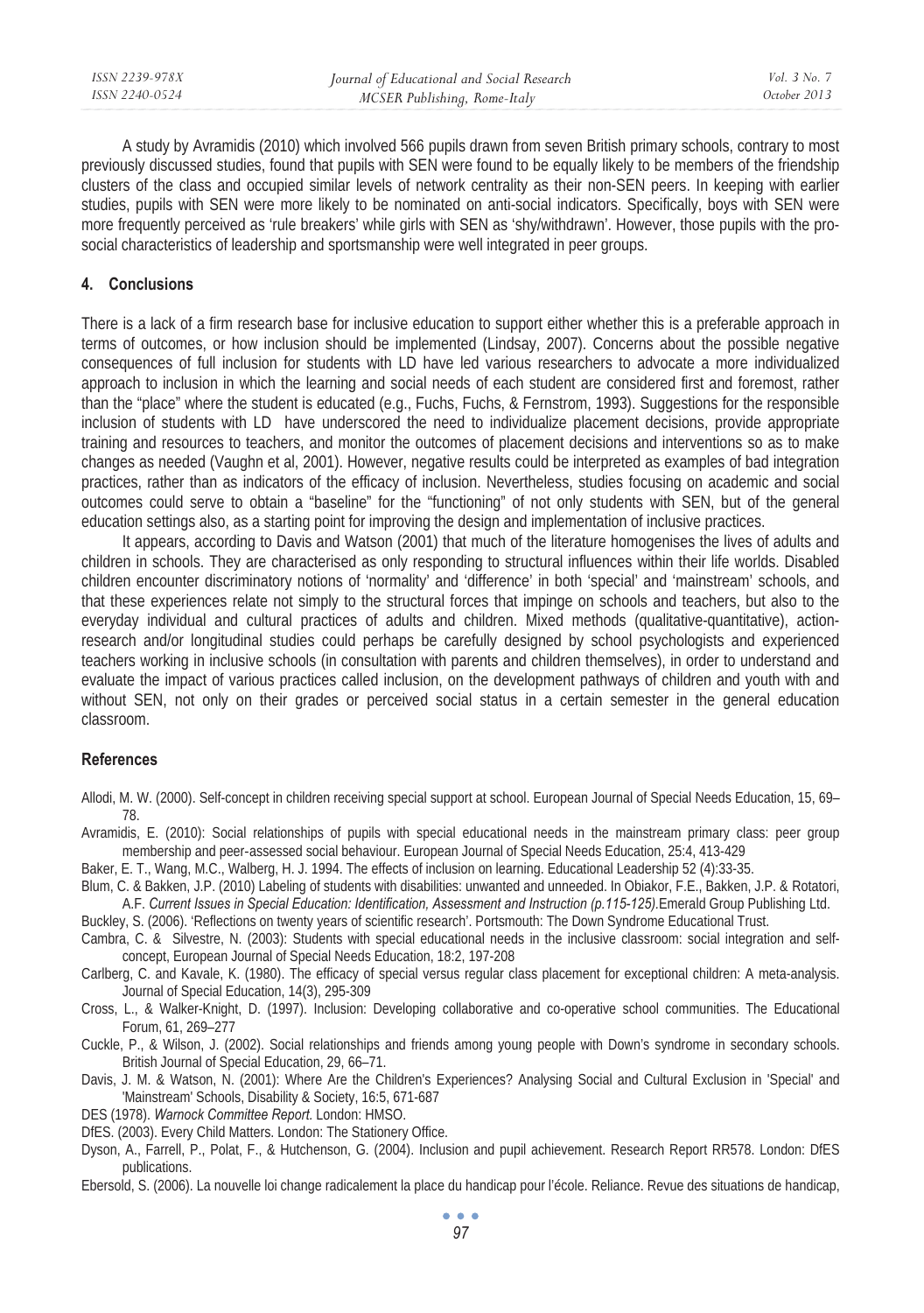A study by Avramidis (2010) which involved 566 pupils drawn from seven British primary schools, contrary to most previously discussed studies, found that pupils with SEN were found to be equally likely to be members of the friendship clusters of the class and occupied similar levels of network centrality as their non-SEN peers. In keeping with earlier studies, pupils with SEN were more likely to be nominated on anti-social indicators. Specifically, boys with SEN were more frequently perceived as 'rule breakers' while girls with SEN as 'shy/withdrawn'. However, those pupils with the pro-social characteristics of leadership and sportsmanship were well integrated in peer groups.

## 4. Conclusions

There is a lack of a firm research base for inclusive education to support either whether this is a preferable approach in terms of outcomes, or how inclusion should be implemented (Lindsay, 2007). Concerns about the possible negative consequences of full inclusion for students with LD have led various researchers to advocate a more individualized approach to inclusion in which the learning and social needs of each student are considered first and foremost, rather than the "place" where the student is educated (e.g., Fuchs, Fuchs, & Fernstrom, 1993). Suggestions for the responsible inclusion of students with LD have underscored the need to individualize placement decisions, provide appropriate training and resources to teachers, and monitor the outcomes of placement decisions and interventions so as to make changes as needed (Vaughn et al, 2001). However, negative results could be interpreted as examples of bad integration practices, rather than as indicators of the efficacy of inclusion. Nevertheless, studies focusing on academic and social outcomes could serve to obtain a "baseline" for the "functioning" of not only students with SEN, but of the general education settings also, as a starting point for improving the design and implementation of inclusive practices.

It appears, according to Davis and Watson (2001) that much of the literature homogenises the lives of adults and children in schools. They are characterised as only responding to structural influences within their life worlds. Disabled children encounter discriminatory notions of 'normality' and 'difference' in both 'special' and 'mainstream' schools, and that these experiences relate not simply to the structural forces that impinge on schools and teachers, but also to the everyday individual and cultural practices of adults and children. Mixed methods (qualitative-quantitative), action-research and/or longitudinal studies could perhaps be carefully designed by school psychologists and experienced teachers working in inclusive schools (in consultation with parents and children themselves), in order to understand and evaluate the impact of various practices called inclusion, on the development pathways of children and youth with and without SEN, not only on their grades or perceived social status in a certain semester in the general education classroom.

## References

Allodi, M. W. (2000). Self-concept in children receiving special support at school. European Journal of Special Needs Education, 15, 69–78.

Avramidis, E. (2010): Social relationships of pupils with special educational needs in the mainstream primary class: peer group membership and peer-assessed social behaviour. European Journal of Special Needs Education, 25:4, 413-429

Baker, E. T., Wang, M.C., Walberg, H. J. 1994. The effects of inclusion on learning. Educational Leadership 52 (4):33-35.

Blum, C. & Bakken, J.P. (2010) Labeling of students with disabilities: unwanted and unneeded. In Obiakor, F.E., Bakken, J.P. & Rotatori, A.F. *Current Issues in Special Education: Identification, Assessment and Instruction (p.115-125).* Emerald Group Publishing Ltd.

Buckley, S. (2006). 'Reflections on twenty years of scientific research'. Portsmouth: The Down Syndrome Educational Trust.

Cambra, C. & Silvestre, N. (2003): Students with special educational needs in the inclusive classroom: social integration and self-concept, European Journal of Special Needs Education, 18:2, 197-208

Carlberg, C. and Kavale, K. (1980). The efficacy of special versus regular class placement for exceptional children: A meta-analysis. Journal of Special Education, 14(3), 295-309

Cross, L., & Walker-Knight, D. (1997). Inclusion: Developing collaborative and co-operative school communities. The Educational Forum, 61, 269–277

Cuckle, P., & Wilson, J. (2002). Social relationships and friends among young people with Down's syndrome in secondary schools. British Journal of Special Education, 29, 66–71.

Davis, J. M. & Watson, N. (2001): Where Are the Children's Experiences? Analysing Social and Cultural Exclusion in 'Special' and 'Mainstream' Schools, Disability & Society, 16:5, 671-687

DES (1978). *Warnock Committee Report.* London: HMSO.

DfES. (2003). Every Child Matters. London: The Stationery Office.

Dyson, A., Farrell, P., Polat, F., & Hutchenson, G. (2004). Inclusion and pupil achievement. Research Report RR578. London: DfES publications.

Ebersold, S. (2006). La nouvelle loi change radicalement la place du handicap pour l'école. Reliance. Revue des situations de handicap,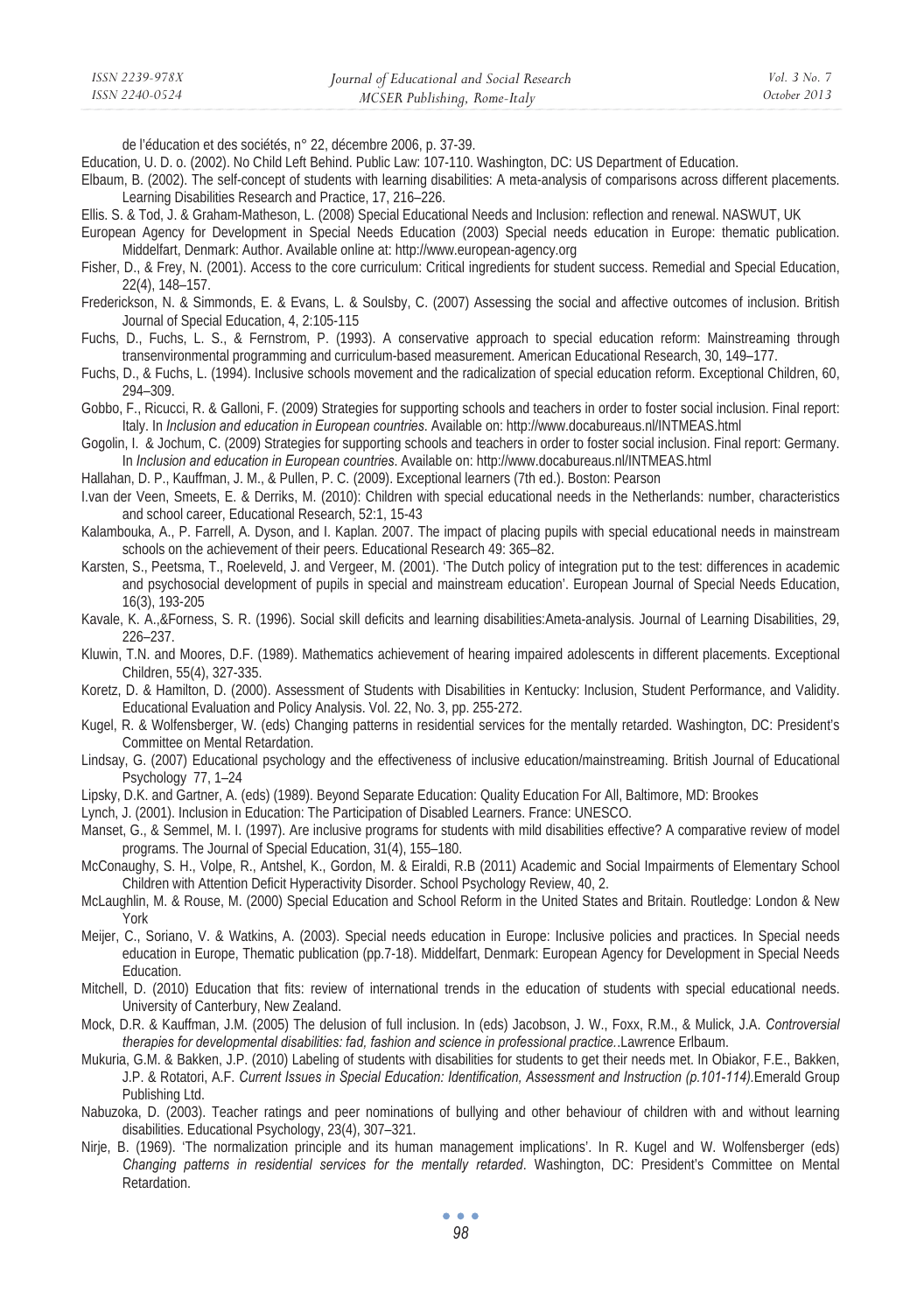de l'éducation et des sociétés, n° 22, décembre 2006, p. 37-39.

Education, U. D. o. (2002). No Child Left Behind. Public Law: 107-110. Washington, DC: US Department of Education.

Elbaum, B. (2002). The self-concept of students with learning disabilities: A meta-analysis of comparisons across different placements. Learning Disabilities Research and Practice, 17, 216–226.

Ellis. S. & Tod, J. & Graham-Matheson, L. (2008) Special Educational Needs and Inclusion: reflection and renewal. NASWUT, UK

European Agency for Development in Special Needs Education (2003) Special needs education in Europe: thematic publication. Middelfart, Denmark: Author. Available online at: http://www.european-agency.org

Fisher, D., & Frey, N. (2001). Access to the core curriculum: Critical ingredients for student success. Remedial and Special Education, 22(4), 148–157.

Frederickson, N. & Simmonds, E. & Evans, L. & Soulsby, C. (2007) Assessing the social and affective outcomes of inclusion. British Journal of Special Education, 4, 2:105-115

Fuchs, D., Fuchs, L. S., & Fernstrom, P. (1993). A conservative approach to special education reform: Mainstreaming through transenvironmental programming and curriculum-based measurement. American Educational Research, 30, 149–177.

Fuchs, D., & Fuchs, L. (1994). Inclusive schools movement and the radicalization of special education reform. Exceptional Children, 60, 294–309.

Gobbo, F., Ricucci, R. & Galloni, F. (2009) Strategies for supporting schools and teachers in order to foster social inclusion. Final report: Italy. In *Inclusion and education in European countries*. Available on: http://www.docabureaus.nl/INTMEAS.html

Gogolin, I. & Jochum, C. (2009) Strategies for supporting schools and teachers in order to foster social inclusion. Final report: Germany. In *Inclusion and education in European countries*. Available on: http://www.docabureaus.nl/INTMEAS.html

Hallahan, D. P., Kauffman, J. M., & Pullen, P. C. (2009). Exceptional learners (7th ed.). Boston: Pearson

I.van der Veen, Smeets, E. & Derriks, M. (2010): Children with special educational needs in the Netherlands: number, characteristics and school career, Educational Research, 52:1, 15-43

Kalambouka, A., P. Farrell, A. Dyson, and I. Kaplan. 2007. The impact of placing pupils with special educational needs in mainstream schools on the achievement of their peers. Educational Research 49: 365–82.

Karsten, S., Peetsma, T., Roeleveld, J. and Vergeer, M. (2001). 'The Dutch policy of integration put to the test: differences in academic and psychosocial development of pupils in special and mainstream education'. European Journal of Special Needs Education, 16(3), 193-205

Kavale, K. A.,&Forness, S. R. (1996). Social skill deficits and learning disabilities:Ameta-analysis. Journal of Learning Disabilities, 29, 226–237.

Kluwin, T.N. and Moores, D.F. (1989). Mathematics achievement of hearing impaired adolescents in different placements. Exceptional Children, 55(4), 327-335.

Koretz, D. & Hamilton, D. (2000). Assessment of Students with Disabilities in Kentucky: Inclusion, Student Performance, and Validity. Educational Evaluation and Policy Analysis. Vol. 22, No. 3, pp. 255-272.

Kugel, R. & Wolfensberger, W. (eds) Changing patterns in residential services for the mentally retarded. Washington, DC: President's Committee on Mental Retardation.

Lindsay, G. (2007) Educational psychology and the effectiveness of inclusive education/mainstreaming. British Journal of Educational Psychology 77, 1–24

Lipsky, D.K. and Gartner, A. (eds) (1989). Beyond Separate Education: Quality Education For All, Baltimore, MD: Brookes

Lynch, J. (2001). Inclusion in Education: The Participation of Disabled Learners. France: UNESCO.

Manset, G., & Semmel, M. I. (1997). Are inclusive programs for students with mild disabilities effective? A comparative review of model programs. The Journal of Special Education, 31(4), 155–180.

McConaughy, S. H., Volpe, R., Antshel, K., Gordon, M. & Eiraldi, R.B (2011) Academic and Social Impairments of Elementary School Children with Attention Deficit Hyperactivity Disorder. School Psychology Review, 40, 2.

McLaughlin, M. & Rouse, M. (2000) Special Education and School Reform in the United States and Britain. Routledge: London & New York

Meijer, C., Soriano, V. & Watkins, A. (2003). Special needs education in Europe: Inclusive policies and practices. In Special needs education in Europe, Thematic publication (pp.7-18). Middelfart, Denmark: European Agency for Development in Special Needs Education.

Mitchell, D. (2010) Education that fits: review of international trends in the education of students with special educational needs. University of Canterbury, New Zealand.

Mock, D.R. & Kauffman, J.M. (2005) The delusion of full inclusion. In (eds) Jacobson, J. W., Foxx, R.M., & Mulick, J.A. *Controversial therapies for developmental disabilities: fad, fashion and science in professional practice.*.Lawrence Erlbaum.

Mukuria, G.M. & Bakken, J.P. (2010) Labeling of students with disabilities for students to get their needs met. In Obiakor, F.E., Bakken, J.P. & Rotatori, A.F. *Current Issues in Special Education: Identification, Assessment and Instruction (p.101-114).*Emerald Group Publishing Ltd.

Nabuzoka, D. (2003). Teacher ratings and peer nominations of bullying and other behaviour of children with and without learning disabilities. Educational Psychology, 23(4), 307–321.

Nirje, B. (1969). 'The normalization principle and its human management implications'. In R. Kugel and W. Wolfensberger (eds) *Changing patterns in residential services for the mentally retarded*. Washington, DC: President's Committee on Mental Retardation.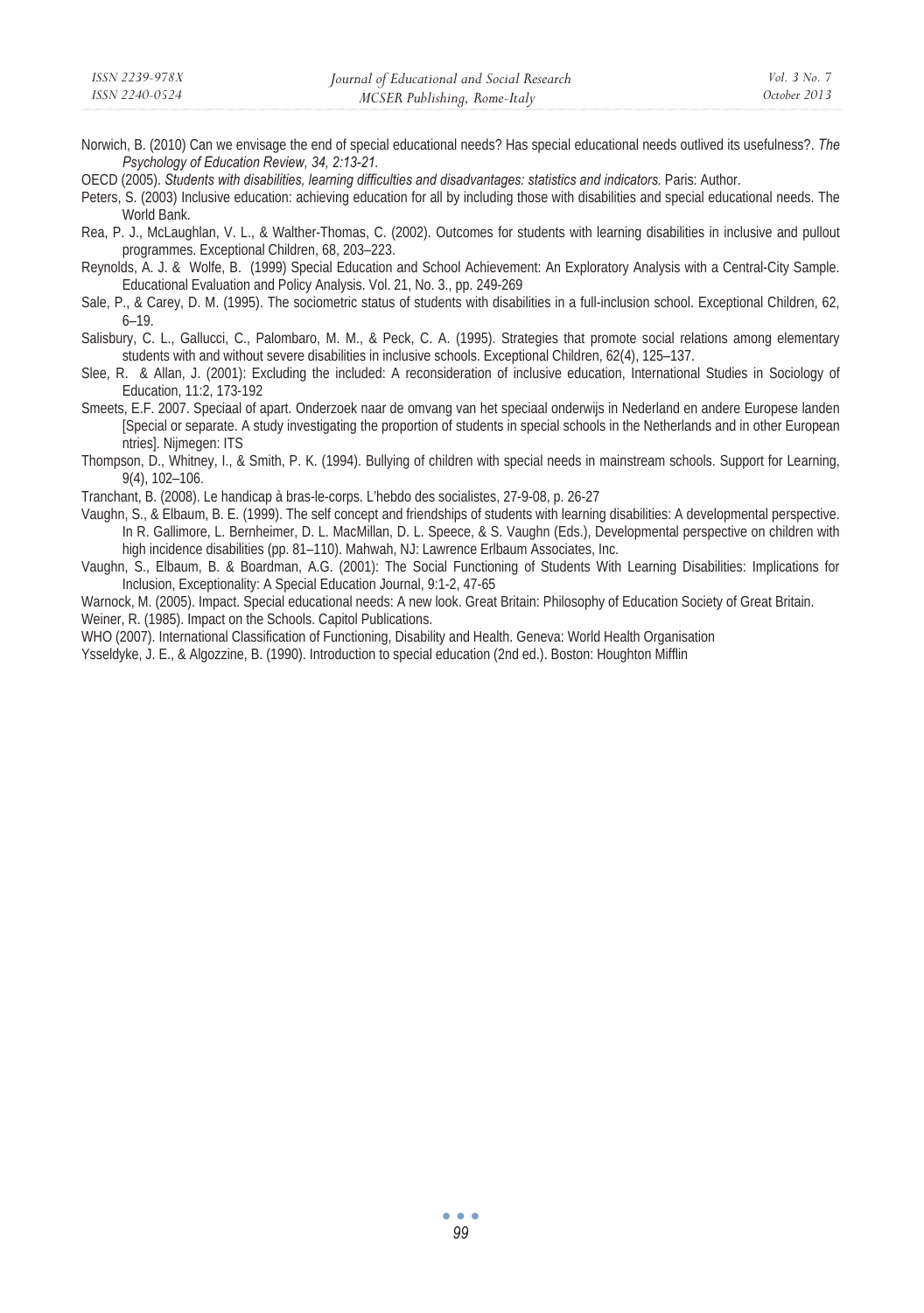Norwich, B. (2010) Can we envisage the end of special educational needs? Has special educational needs outlived its usefulness?. *The Psychology of Education Review, 34, 2:13-21.*

OECD (2005). *Students with disabilities, learning difficulties and disadvantages: statistics and indicators.* Paris: Author.

Peters, S. (2003) Inclusive education: achieving education for all by including those with disabilities and special educational needs. The World Bank.

Rea, P. J., McLaughlan, V. L., & Walther-Thomas, C. (2002). Outcomes for students with learning disabilities in inclusive and pullout programmes. Exceptional Children, 68, 203–223.

Reynolds, A. J. & Wolfe, B. (1999) Special Education and School Achievement: An Exploratory Analysis with a Central-City Sample. Educational Evaluation and Policy Analysis. Vol. 21, No. 3., pp. 249-269

Sale, P., & Carey, D. M. (1995). The sociometric status of students with disabilities in a full-inclusion school. Exceptional Children, 62, 6–19.

Salisbury, C. L., Gallucci, C., Palombaro, M. M., & Peck, C. A. (1995). Strategies that promote social relations among elementary students with and without severe disabilities in inclusive schools. Exceptional Children, 62(4), 125–137.

Slee, R. & Allan, J. (2001): Excluding the included: A reconsideration of inclusive education, International Studies in Sociology of Education, 11:2, 173-192

Smeets, E.F. 2007. Speciaal of apart. Onderzoek naar de omvang van het speciaal onderwijs in Nederland en andere Europese landen [Special or separate. A study investigating the proportion of students in special schools in the Netherlands and in other European ntries]. Nijmegen: ITS

Thompson, D., Whitney, I., & Smith, P. K. (1994). Bullying of children with special needs in mainstream schools. Support for Learning, 9(4), 102–106.

Tranchant, B. (2008). Le handicap à bras-le-corps. L'hebdo des socialistes, 27-9-08, p. 26-27

Vaughn, S., & Elbaum, B. E. (1999). The self concept and friendships of students with learning disabilities: A developmental perspective. In R. Gallimore, L. Bernheimer, D. L. MacMillan, D. L. Speece, & S. Vaughn (Eds.), Developmental perspective on children with high incidence disabilities (pp. 81–110). Mahwah, NJ: Lawrence Erlbaum Associates, Inc.

Vaughn, S., Elbaum, B. & Boardman, A.G. (2001): The Social Functioning of Students With Learning Disabilities: Implications for Inclusion, Exceptionality: A Special Education Journal, 9:1-2, 47-65

Warnock, M. (2005). Impact. Special educational needs: A new look. Great Britain: Philosophy of Education Society of Great Britain.

Weiner, R. (1985). Impact on the Schools. Capitol Publications.

WHO (2007). International Classification of Functioning, Disability and Health. Geneva: World Health Organisation

Ysseldyke, J. E., & Algozzine, B. (1990). Introduction to special education (2nd ed.). Boston: Houghton Mifflin